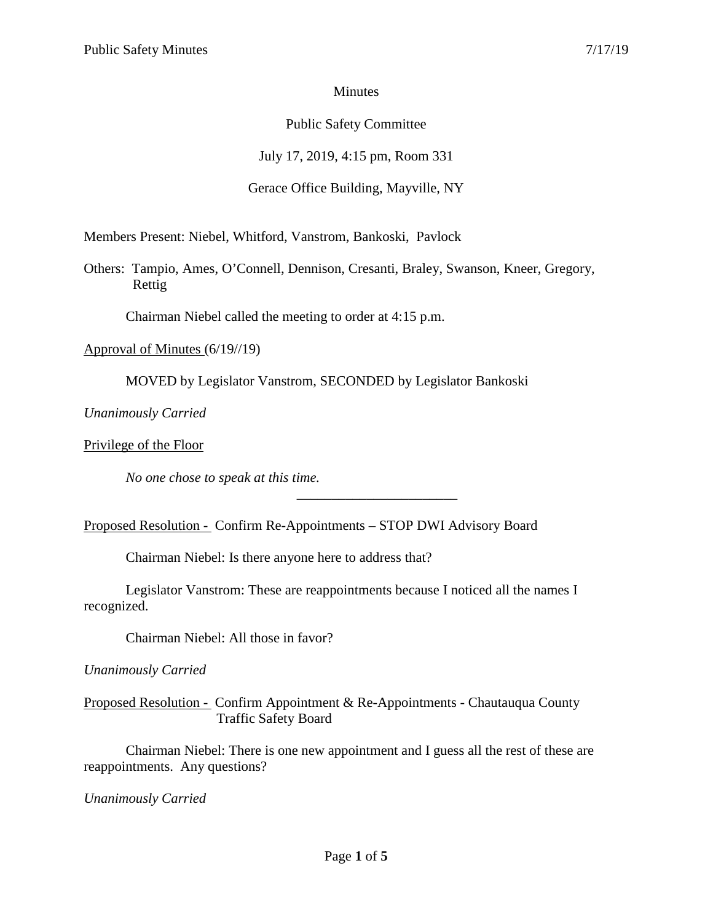Minutes

Public Safety Committee

July 17, 2019, 4:15 pm, Room 331

Gerace Office Building, Mayville, NY

Members Present: Niebel, Whitford, Vanstrom, Bankoski, Pavlock

Others: Tampio, Ames, O'Connell, Dennison, Cresanti, Braley, Swanson, Kneer, Gregory, Rettig

Chairman Niebel called the meeting to order at 4:15 p.m.

Approval of Minutes (6/19//19)

MOVED by Legislator Vanstrom, SECONDED by Legislator Bankoski

*Unanimously Carried*

Privilege of the Floor

*No one chose to speak at this time.*

---

Proposed Resolution - Confirm Re-Appointments – STOP DWI Advisory Board

Chairman Niebel: Is there anyone here to address that?

Legislator Vanstrom: These are reappointments because I noticed all the names I recognized.

Chairman Niebel: All those in favor?

*Unanimously Carried*

Proposed Resolution - Confirm Appointment & Re-Appointments - Chautauqua County Traffic Safety Board

Chairman Niebel: There is one new appointment and I guess all the rest of these are reappointments. Any questions?

*Unanimously Carried*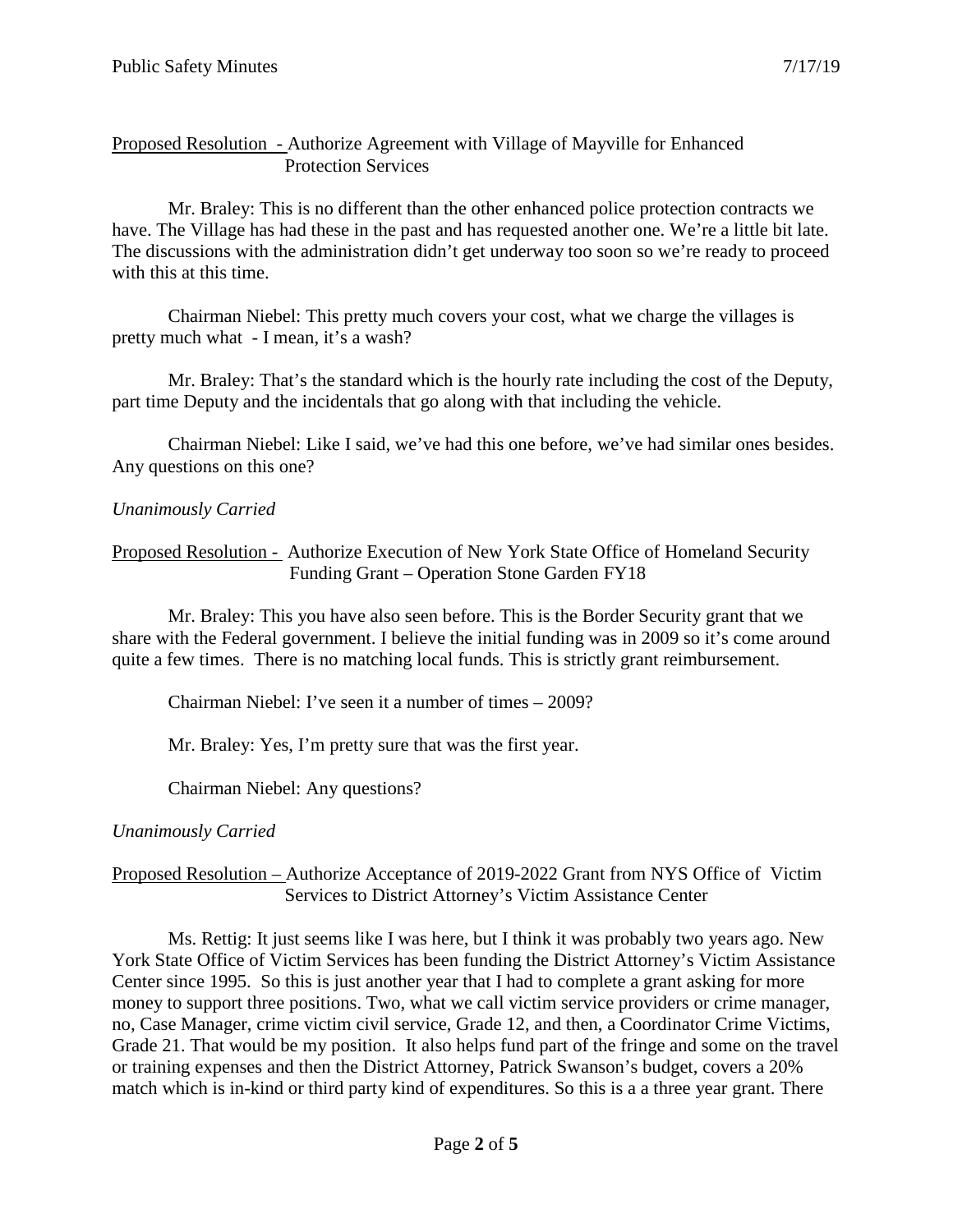Proposed Resolution - Authorize Agreement with Village of Mayville for Enhanced Protection Services

Mr. Braley: This is no different than the other enhanced police protection contracts we have. The Village has had these in the past and has requested another one. We're a little bit late. The discussions with the administration didn't get underway too soon so we're ready to proceed with this at this time.

Chairman Niebel: This pretty much covers your cost, what we charge the villages is pretty much what - I mean, it's a wash?

Mr. Braley: That's the standard which is the hourly rate including the cost of the Deputy, part time Deputy and the incidentals that go along with that including the vehicle.

Chairman Niebel: Like I said, we've had this one before, we've had similar ones besides. Any questions on this one?

*Unanimously Carried*

Proposed Resolution - Authorize Execution of New York State Office of Homeland Security Funding Grant – Operation Stone Garden FY18

Mr. Braley: This you have also seen before. This is the Border Security grant that we share with the Federal government. I believe the initial funding was in 2009 so it's come around quite a few times. There is no matching local funds. This is strictly grant reimbursement.

Chairman Niebel: I've seen it a number of times – 2009?

Mr. Braley: Yes, I'm pretty sure that was the first year.

Chairman Niebel: Any questions?

*Unanimously Carried*

Proposed Resolution – Authorize Acceptance of 2019-2022 Grant from NYS Office of Victim Services to District Attorney's Victim Assistance Center

Ms. Rettig: It just seems like I was here, but I think it was probably two years ago. New York State Office of Victim Services has been funding the District Attorney's Victim Assistance Center since 1995. So this is just another year that I had to complete a grant asking for more money to support three positions. Two, what we call victim service providers or crime manager, no, Case Manager, crime victim civil service, Grade 12, and then, a Coordinator Crime Victims, Grade 21. That would be my position. It also helps fund part of the fringe and some on the travel or training expenses and then the District Attorney, Patrick Swanson's budget, covers a 20% match which is in-kind or third party kind of expenditures. So this is a a three year grant. There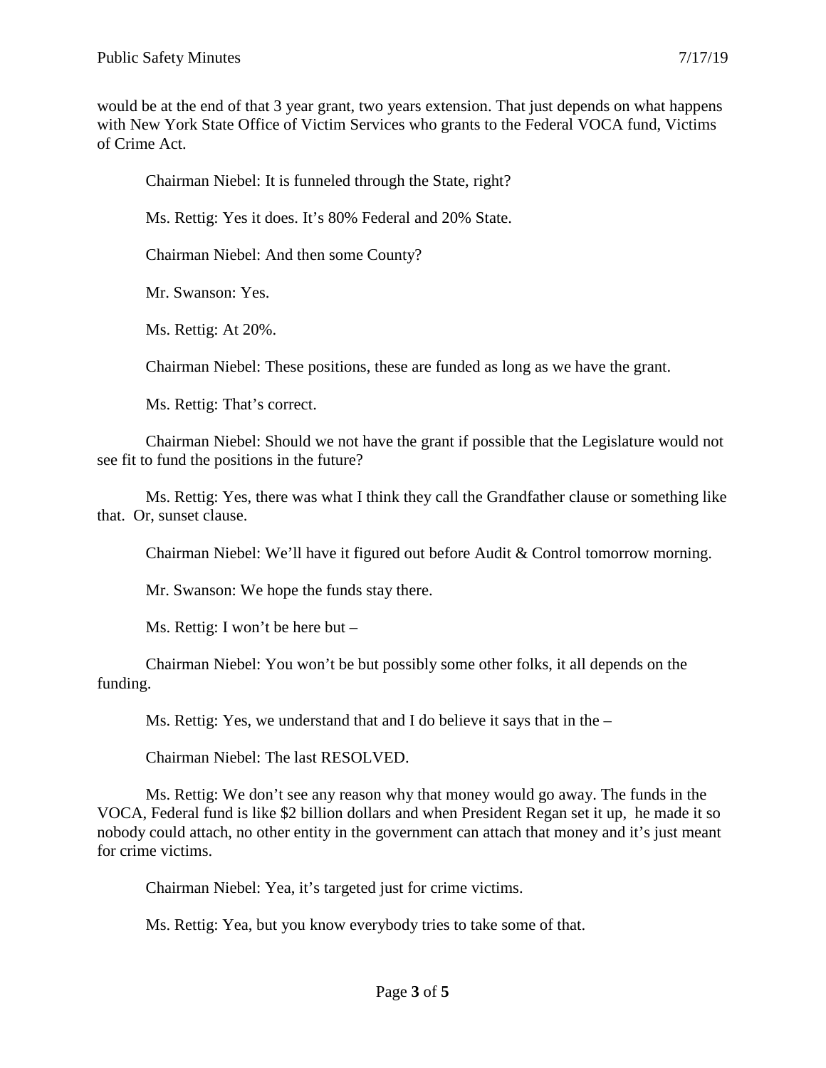would be at the end of that 3 year grant, two years extension. That just depends on what happens with New York State Office of Victim Services who grants to the Federal VOCA fund, Victims of Crime Act.

Chairman Niebel: It is funneled through the State, right?

Ms. Rettig: Yes it does. It's 80% Federal and 20% State.

Chairman Niebel: And then some County?

Mr. Swanson: Yes.

Ms. Rettig: At 20%.

Chairman Niebel: These positions, these are funded as long as we have the grant.

Ms. Rettig: That's correct.

Chairman Niebel: Should we not have the grant if possible that the Legislature would not see fit to fund the positions in the future?

Ms. Rettig: Yes, there was what I think they call the Grandfather clause or something like that. Or, sunset clause.

Chairman Niebel: We'll have it figured out before Audit & Control tomorrow morning.

Mr. Swanson: We hope the funds stay there.

Ms. Rettig: I won't be here but –

Chairman Niebel: You won't be but possibly some other folks, it all depends on the funding.

Ms. Rettig: Yes, we understand that and I do believe it says that in the –

Chairman Niebel: The last RESOLVED.

Ms. Rettig: We don't see any reason why that money would go away. The funds in the VOCA, Federal fund is like $2 billion dollars and when President Regan set it up, he made it so nobody could attach, no other entity in the government can attach that money and it's just meant for crime victims.

Chairman Niebel: Yea, it's targeted just for crime victims.

Ms. Rettig: Yea, but you know everybody tries to take some of that.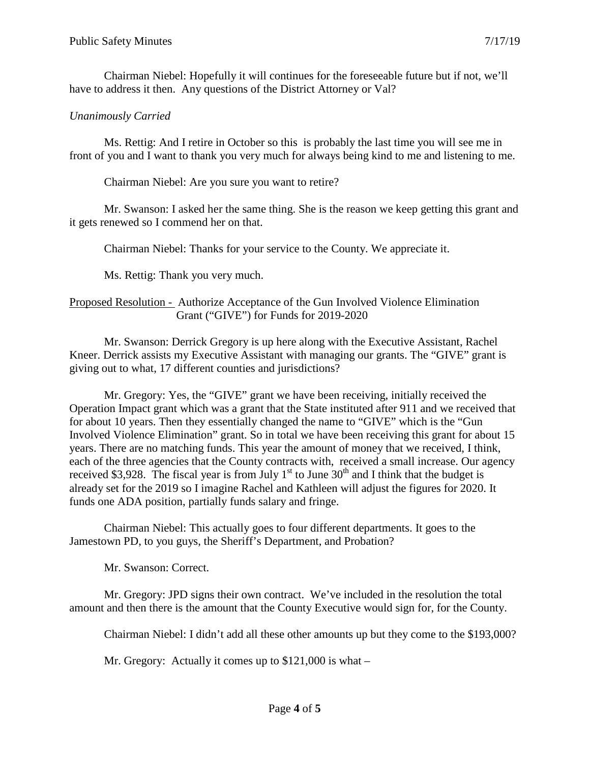Chairman Niebel: Hopefully it will continues for the foreseeable future but if not, we'll have to address it then. Any questions of the District Attorney or Val?

*Unanimously Carried*

Ms. Rettig: And I retire in October so this is probably the last time you will see me in front of you and I want to thank you very much for always being kind to me and listening to me.

Chairman Niebel: Are you sure you want to retire?

Mr. Swanson: I asked her the same thing. She is the reason we keep getting this grant and it gets renewed so I commend her on that.

Chairman Niebel: Thanks for your service to the County. We appreciate it.

Ms. Rettig: Thank you very much.

Proposed Resolution - Authorize Acceptance of the Gun Involved Violence Elimination Grant ("GIVE") for Funds for 2019-2020

Mr. Swanson: Derrick Gregory is up here along with the Executive Assistant, Rachel Kneer. Derrick assists my Executive Assistant with managing our grants. The "GIVE" grant is giving out to what, 17 different counties and jurisdictions?

Mr. Gregory: Yes, the "GIVE" grant we have been receiving, initially received the Operation Impact grant which was a grant that the State instituted after 911 and we received that for about 10 years. Then they essentially changed the name to "GIVE" which is the "Gun Involved Violence Elimination" grant. So in total we have been receiving this grant for about 15 years. There are no matching funds. This year the amount of money that we received, I think, each of the three agencies that the County contracts with, received a small increase. Our agency received \$3,928. The fiscal year is from July 1st to June 30th and I think that the budget is already set for the 2019 so I imagine Rachel and Kathleen will adjust the figures for 2020. It funds one ADA position, partially funds salary and fringe.

Chairman Niebel: This actually goes to four different departments. It goes to the Jamestown PD, to you guys, the Sheriff's Department, and Probation?

Mr. Swanson: Correct.

Mr. Gregory: JPD signs their own contract. We've included in the resolution the total amount and then there is the amount that the County Executive would sign for, for the County.

Chairman Niebel: I didn't add all these other amounts up but they come to the \$193,000?

Mr. Gregory: Actually it comes up to \$121,000 is what –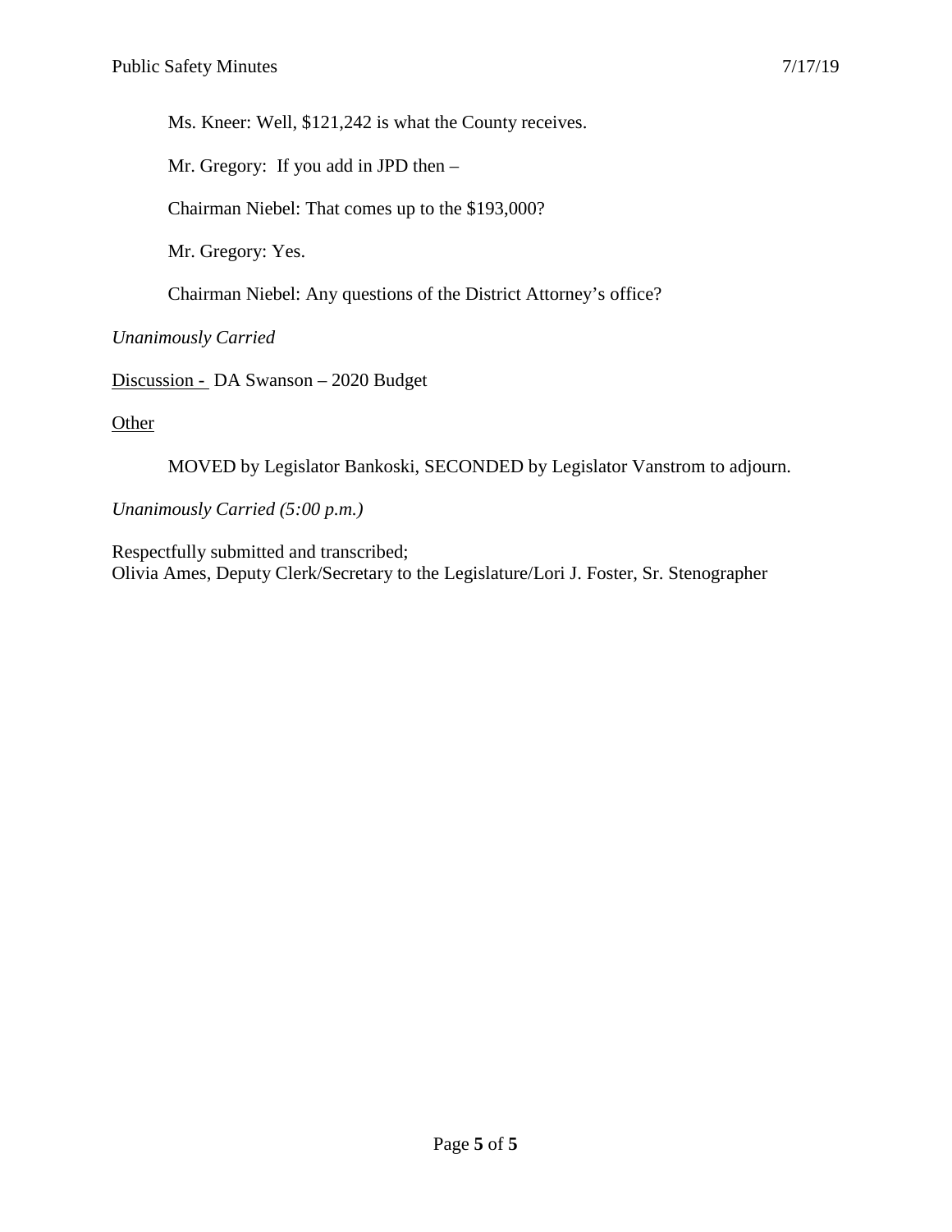Ms. Kneer: Well, $121,242 is what the County receives.

Mr. Gregory: If you add in JPD then –

Chairman Niebel: That comes up to the $193,000?

Mr. Gregory: Yes.

Chairman Niebel: Any questions of the District Attorney's office?

*Unanimously Carried*

Discussion - DA Swanson – 2020 Budget

Other

MOVED by Legislator Bankoski, SECONDED by Legislator Vanstrom to adjourn.

*Unanimously Carried (5:00 p.m.)*

Respectfully submitted and transcribed;
Olivia Ames, Deputy Clerk/Secretary to the Legislature/Lori J. Foster, Sr. Stenographer